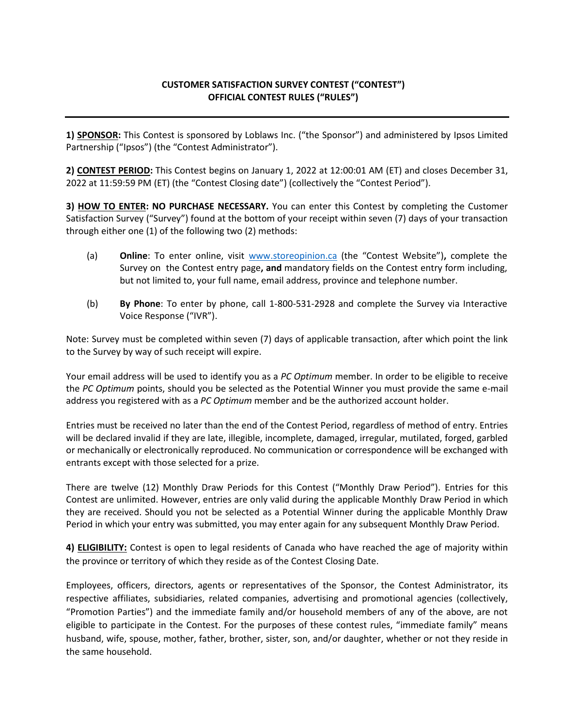**CUSTOMER SATISFACTION SURVEY CONTEST ("CONTEST")**
**OFFICIAL CONTEST RULES ("RULES")**

---

**1) <u>SPONSOR</u>:** This Contest is sponsored by Loblaws Inc. ("the Sponsor") and administered by Ipsos Limited Partnership ("Ipsos") (the "Contest Administrator").

**2) <u>CONTEST PERIOD</u>:** This Contest begins on January 1, 2022 at 12:00:01 AM (ET) and closes December 31, 2022 at 11:59:59 PM (ET) (the "Contest Closing date") (collectively the "Contest Period").

**3) <u>HOW TO ENTER</u>: NO PURCHASE NECESSARY.** You can enter this Contest by completing the Customer Satisfaction Survey ("Survey") found at the bottom of your receipt within seven (7) days of your transaction through either one (1) of the following two (2) methods:

(a) **Online**: To enter online, visit [www.storeopinion.ca](http://www.storeopinion.ca) (the "Contest Website")**,** complete the Survey on the Contest entry page**, and** mandatory fields on the Contest entry form including, but not limited to, your full name, email address, province and telephone number.

(b) **By Phone**: To enter by phone, call 1-800-531-2928 and complete the Survey via Interactive Voice Response ("IVR").

Note: Survey must be completed within seven (7) days of applicable transaction, after which point the link to the Survey by way of such receipt will expire.

Your email address will be used to identify you as a *PC Optimum* member. In order to be eligible to receive the *PC Optimum* points, should you be selected as the Potential Winner you must provide the same e-mail address you registered with as a *PC Optimum* member and be the authorized account holder.

Entries must be received no later than the end of the Contest Period, regardless of method of entry. Entries will be declared invalid if they are late, illegible, incomplete, damaged, irregular, mutilated, forged, garbled or mechanically or electronically reproduced. No communication or correspondence will be exchanged with entrants except with those selected for a prize.

There are twelve (12) Monthly Draw Periods for this Contest ("Monthly Draw Period"). Entries for this Contest are unlimited. However, entries are only valid during the applicable Monthly Draw Period in which they are received. Should you not be selected as a Potential Winner during the applicable Monthly Draw Period in which your entry was submitted, you may enter again for any subsequent Monthly Draw Period.

**4) <u>ELIGIBILITY</u>:** Contest is open to legal residents of Canada who have reached the age of majority within the province or territory of which they reside as of the Contest Closing Date.

Employees, officers, directors, agents or representatives of the Sponsor, the Contest Administrator, its respective affiliates, subsidiaries, related companies, advertising and promotional agencies (collectively, "Promotion Parties") and the immediate family and/or household members of any of the above, are not eligible to participate in the Contest. For the purposes of these contest rules, "immediate family" means husband, wife, spouse, mother, father, brother, sister, son, and/or daughter, whether or not they reside in the same household.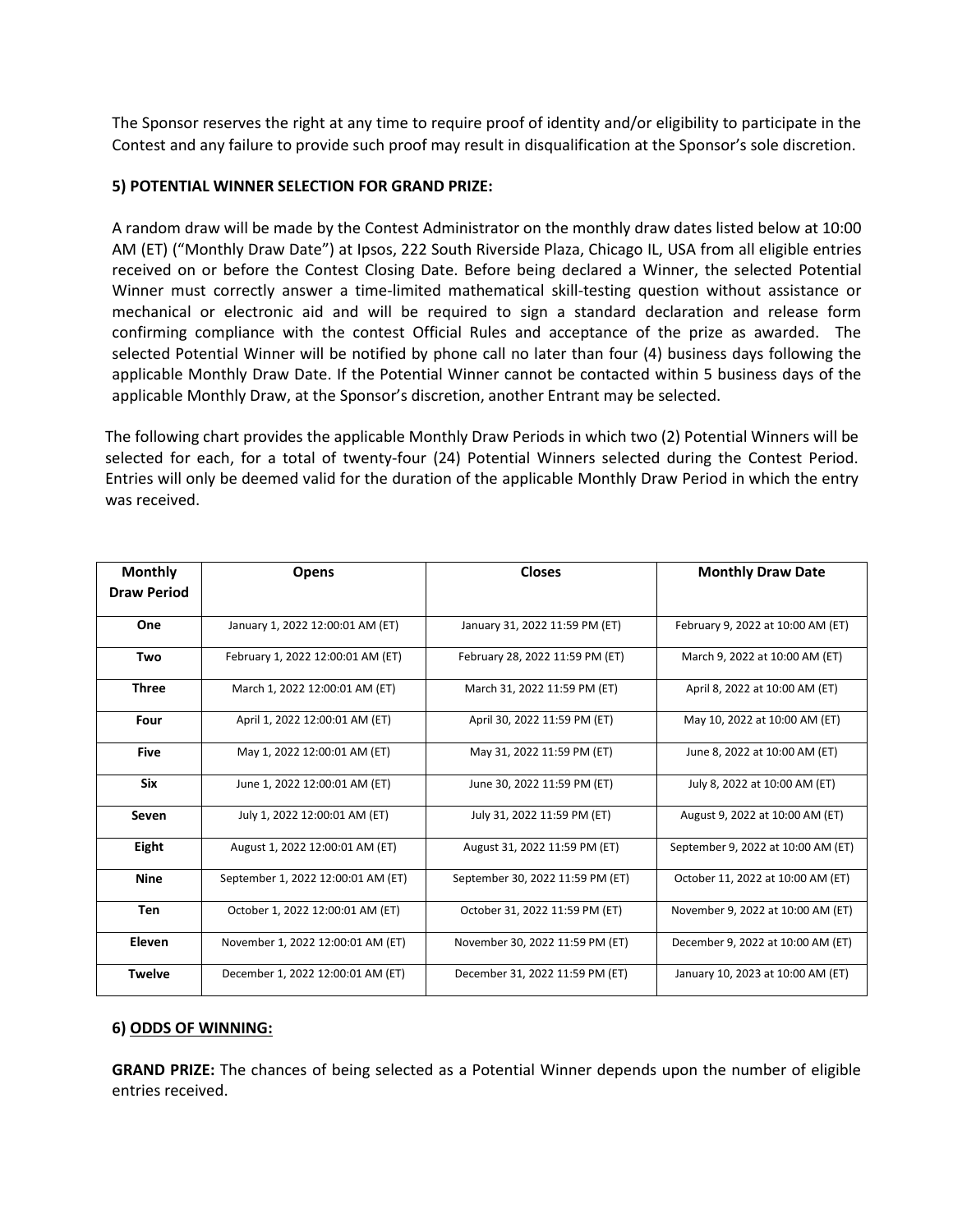The Sponsor reserves the right at any time to require proof of identity and/or eligibility to participate in the Contest and any failure to provide such proof may result in disqualification at the Sponsor's sole discretion.

**5) POTENTIAL WINNER SELECTION FOR GRAND PRIZE:**

A random draw will be made by the Contest Administrator on the monthly draw dates listed below at 10:00 AM (ET) ("Monthly Draw Date") at Ipsos, 222 South Riverside Plaza, Chicago IL, USA from all eligible entries received on or before the Contest Closing Date. Before being declared a Winner, the selected Potential Winner must correctly answer a time-limited mathematical skill-testing question without assistance or mechanical or electronic aid and will be required to sign a standard declaration and release form confirming compliance with the contest Official Rules and acceptance of the prize as awarded. The selected Potential Winner will be notified by phone call no later than four (4) business days following the applicable Monthly Draw Date. If the Potential Winner cannot be contacted within 5 business days of the applicable Monthly Draw, at the Sponsor's discretion, another Entrant may be selected.

The following chart provides the applicable Monthly Draw Periods in which two (2) Potential Winners will be selected for each, for a total of twenty-four (24) Potential Winners selected during the Contest Period. Entries will only be deemed valid for the duration of the applicable Monthly Draw Period in which the entry was received.

| Monthly Draw Period | Opens | Closes | Monthly Draw Date |
|---|---|---|---|
| One | January 1, 2022 12:00:01 AM (ET) | January 31, 2022 11:59 PM (ET) | February 9, 2022 at 10:00 AM (ET) |
| Two | February 1, 2022 12:00:01 AM (ET) | February 28, 2022 11:59 PM (ET) | March 9, 2022 at 10:00 AM (ET) |
| Three | March 1, 2022 12:00:01 AM (ET) | March 31, 2022 11:59 PM (ET) | April 8, 2022 at 10:00 AM (ET) |
| Four | April 1, 2022 12:00:01 AM (ET) | April 30, 2022 11:59 PM (ET) | May 10, 2022 at 10:00 AM (ET) |
| Five | May 1, 2022 12:00:01 AM (ET) | May 31, 2022 11:59 PM (ET) | June 8, 2022 at 10:00 AM (ET) |
| Six | June 1, 2022 12:00:01 AM (ET) | June 30, 2022 11:59 PM (ET) | July 8, 2022 at 10:00 AM (ET) |
| Seven | July 1, 2022 12:00:01 AM (ET) | July 31, 2022 11:59 PM (ET) | August 9, 2022 at 10:00 AM (ET) |
| Eight | August 1, 2022 12:00:01 AM (ET) | August 31, 2022 11:59 PM (ET) | September 9, 2022 at 10:00 AM (ET) |
| Nine | September 1, 2022 12:00:01 AM (ET) | September 30, 2022 11:59 PM (ET) | October 11, 2022 at 10:00 AM (ET) |
| Ten | October 1, 2022 12:00:01 AM (ET) | October 31, 2022 11:59 PM (ET) | November 9, 2022 at 10:00 AM (ET) |
| Eleven | November 1, 2022 12:00:01 AM (ET) | November 30, 2022 11:59 PM (ET) | December 9, 2022 at 10:00 AM (ET) |
| Twelve | December 1, 2022 12:00:01 AM (ET) | December 31, 2022 11:59 PM (ET) | January 10, 2023 at 10:00 AM (ET) |

**6) ODDS OF WINNING:**

**GRAND PRIZE:** The chances of being selected as a Potential Winner depends upon the number of eligible entries received.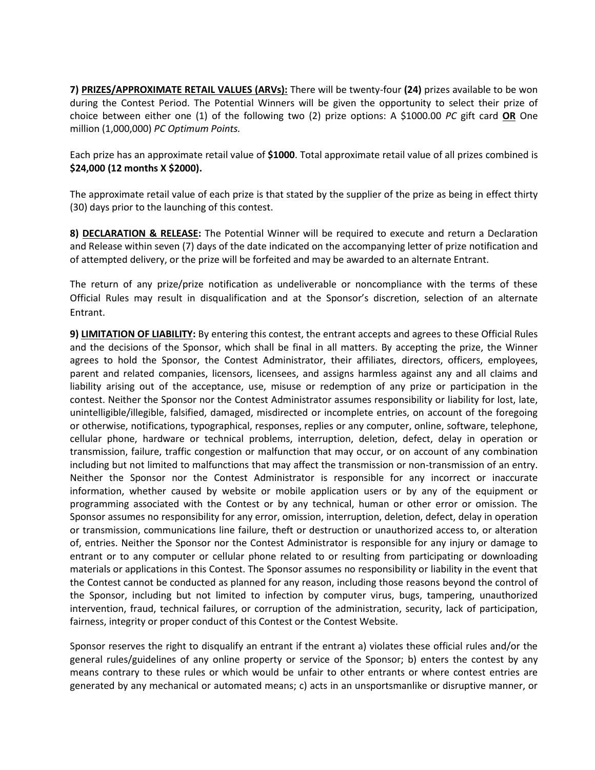**7) <u>PRIZES/APPROXIMATE RETAIL VALUES (ARVs):</u>** There will be twenty-four **(24)** prizes available to be won during the Contest Period. The Potential Winners will be given the opportunity to select their prize of choice between either one (1) of the following two (2) prize options: A $1000.00 *PC* gift card **<u>OR</u>** One million (1,000,000) *PC Optimum Points.*

Each prize has an approximate retail value of **$1000**. Total approximate retail value of all prizes combined is **$24,000 (12 months X $2000).**

The approximate retail value of each prize is that stated by the supplier of the prize as being in effect thirty (30) days prior to the launching of this contest.

**8) <u>DECLARATION & RELEASE</u>:** The Potential Winner will be required to execute and return a Declaration and Release within seven (7) days of the date indicated on the accompanying letter of prize notification and of attempted delivery, or the prize will be forfeited and may be awarded to an alternate Entrant.

The return of any prize/prize notification as undeliverable or noncompliance with the terms of these Official Rules may result in disqualification and at the Sponsor's discretion, selection of an alternate Entrant.

**9) <u>LIMITATION OF LIABILITY</u>:** By entering this contest, the entrant accepts and agrees to these Official Rules and the decisions of the Sponsor, which shall be final in all matters. By accepting the prize, the Winner agrees to hold the Sponsor, the Contest Administrator, their affiliates, directors, officers, employees, parent and related companies, licensors, licensees, and assigns harmless against any and all claims and liability arising out of the acceptance, use, misuse or redemption of any prize or participation in the contest. Neither the Sponsor nor the Contest Administrator assumes responsibility or liability for lost, late, unintelligible/illegible, falsified, damaged, misdirected or incomplete entries, on account of the foregoing or otherwise, notifications, typographical, responses, replies or any computer, online, software, telephone, cellular phone, hardware or technical problems, interruption, deletion, defect, delay in operation or transmission, failure, traffic congestion or malfunction that may occur, or on account of any combination including but not limited to malfunctions that may affect the transmission or non-transmission of an entry. Neither the Sponsor nor the Contest Administrator is responsible for any incorrect or inaccurate information, whether caused by website or mobile application users or by any of the equipment or programming associated with the Contest or by any technical, human or other error or omission. The Sponsor assumes no responsibility for any error, omission, interruption, deletion, defect, delay in operation or transmission, communications line failure, theft or destruction or unauthorized access to, or alteration of, entries. Neither the Sponsor nor the Contest Administrator is responsible for any injury or damage to entrant or to any computer or cellular phone related to or resulting from participating or downloading materials or applications in this Contest. The Sponsor assumes no responsibility or liability in the event that the Contest cannot be conducted as planned for any reason, including those reasons beyond the control of the Sponsor, including but not limited to infection by computer virus, bugs, tampering, unauthorized intervention, fraud, technical failures, or corruption of the administration, security, lack of participation, fairness, integrity or proper conduct of this Contest or the Contest Website.

Sponsor reserves the right to disqualify an entrant if the entrant a) violates these official rules and/or the general rules/guidelines of any online property or service of the Sponsor; b) enters the contest by any means contrary to these rules or which would be unfair to other entrants or where contest entries are generated by any mechanical or automated means; c) acts in an unsportsmanlike or disruptive manner, or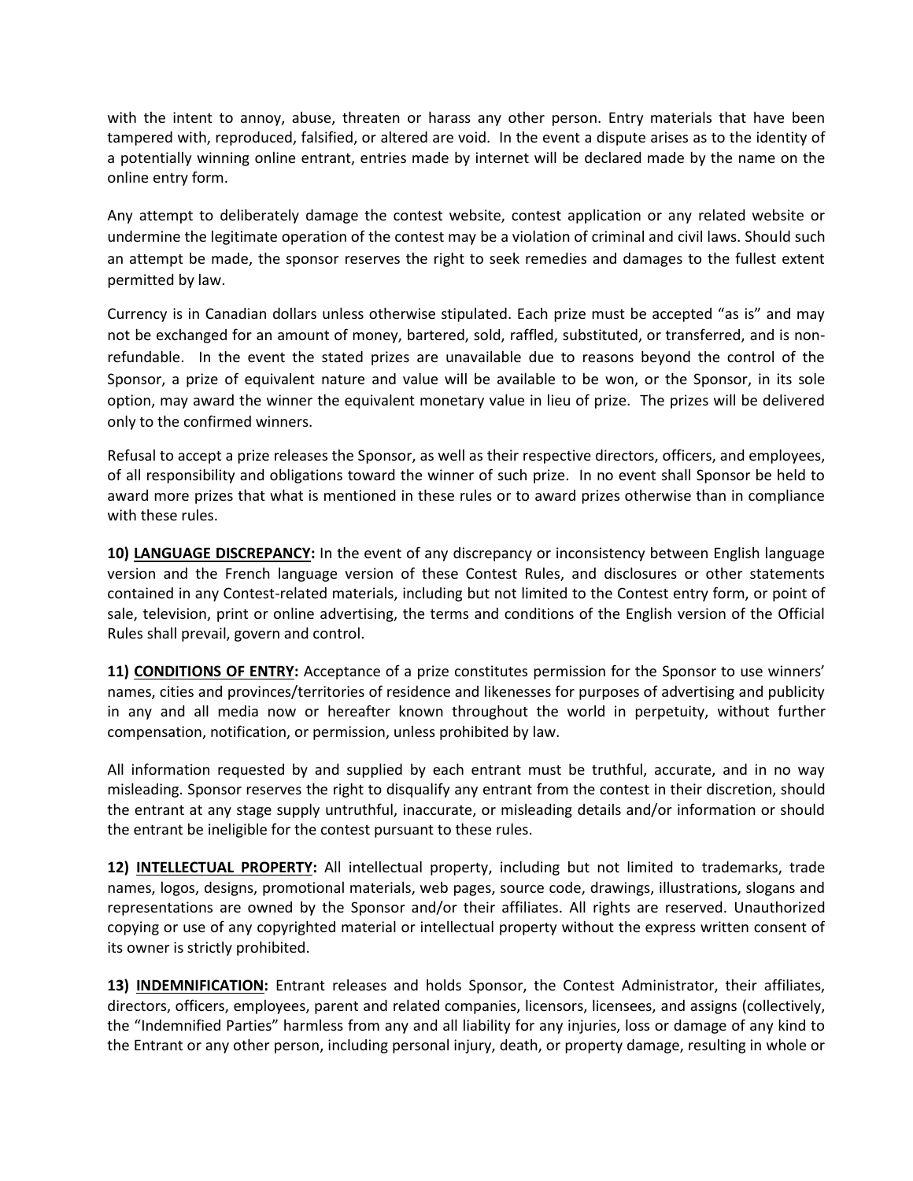with the intent to annoy, abuse, threaten or harass any other person. Entry materials that have been tampered with, reproduced, falsified, or altered are void. In the event a dispute arises as to the identity of a potentially winning online entrant, entries made by internet will be declared made by the name on the online entry form.

Any attempt to deliberately damage the contest website, contest application or any related website or undermine the legitimate operation of the contest may be a violation of criminal and civil laws. Should such an attempt be made, the sponsor reserves the right to seek remedies and damages to the fullest extent permitted by law.

Currency is in Canadian dollars unless otherwise stipulated. Each prize must be accepted "as is" and may not be exchanged for an amount of money, bartered, sold, raffled, substituted, or transferred, and is non-refundable. In the event the stated prizes are unavailable due to reasons beyond the control of the Sponsor, a prize of equivalent nature and value will be available to be won, or the Sponsor, in its sole option, may award the winner the equivalent monetary value in lieu of prize. The prizes will be delivered only to the confirmed winners.

Refusal to accept a prize releases the Sponsor, as well as their respective directors, officers, and employees, of all responsibility and obligations toward the winner of such prize. In no event shall Sponsor be held to award more prizes that what is mentioned in these rules or to award prizes otherwise than in compliance with these rules.

**10) LANGUAGE DISCREPANCY:** In the event of any discrepancy or inconsistency between English language version and the French language version of these Contest Rules, and disclosures or other statements contained in any Contest-related materials, including but not limited to the Contest entry form, or point of sale, television, print or online advertising, the terms and conditions of the English version of the Official Rules shall prevail, govern and control.

**11) CONDITIONS OF ENTRY:** Acceptance of a prize constitutes permission for the Sponsor to use winners' names, cities and provinces/territories of residence and likenesses for purposes of advertising and publicity in any and all media now or hereafter known throughout the world in perpetuity, without further compensation, notification, or permission, unless prohibited by law.

All information requested by and supplied by each entrant must be truthful, accurate, and in no way misleading. Sponsor reserves the right to disqualify any entrant from the contest in their discretion, should the entrant at any stage supply untruthful, inaccurate, or misleading details and/or information or should the entrant be ineligible for the contest pursuant to these rules.

**12) INTELLECTUAL PROPERTY:** All intellectual property, including but not limited to trademarks, trade names, logos, designs, promotional materials, web pages, source code, drawings, illustrations, slogans and representations are owned by the Sponsor and/or their affiliates. All rights are reserved. Unauthorized copying or use of any copyrighted material or intellectual property without the express written consent of its owner is strictly prohibited.

**13) INDEMNIFICATION:** Entrant releases and holds Sponsor, the Contest Administrator, their affiliates, directors, officers, employees, parent and related companies, licensors, licensees, and assigns (collectively, the "Indemnified Parties" harmless from any and all liability for any injuries, loss or damage of any kind to the Entrant or any other person, including personal injury, death, or property damage, resulting in whole or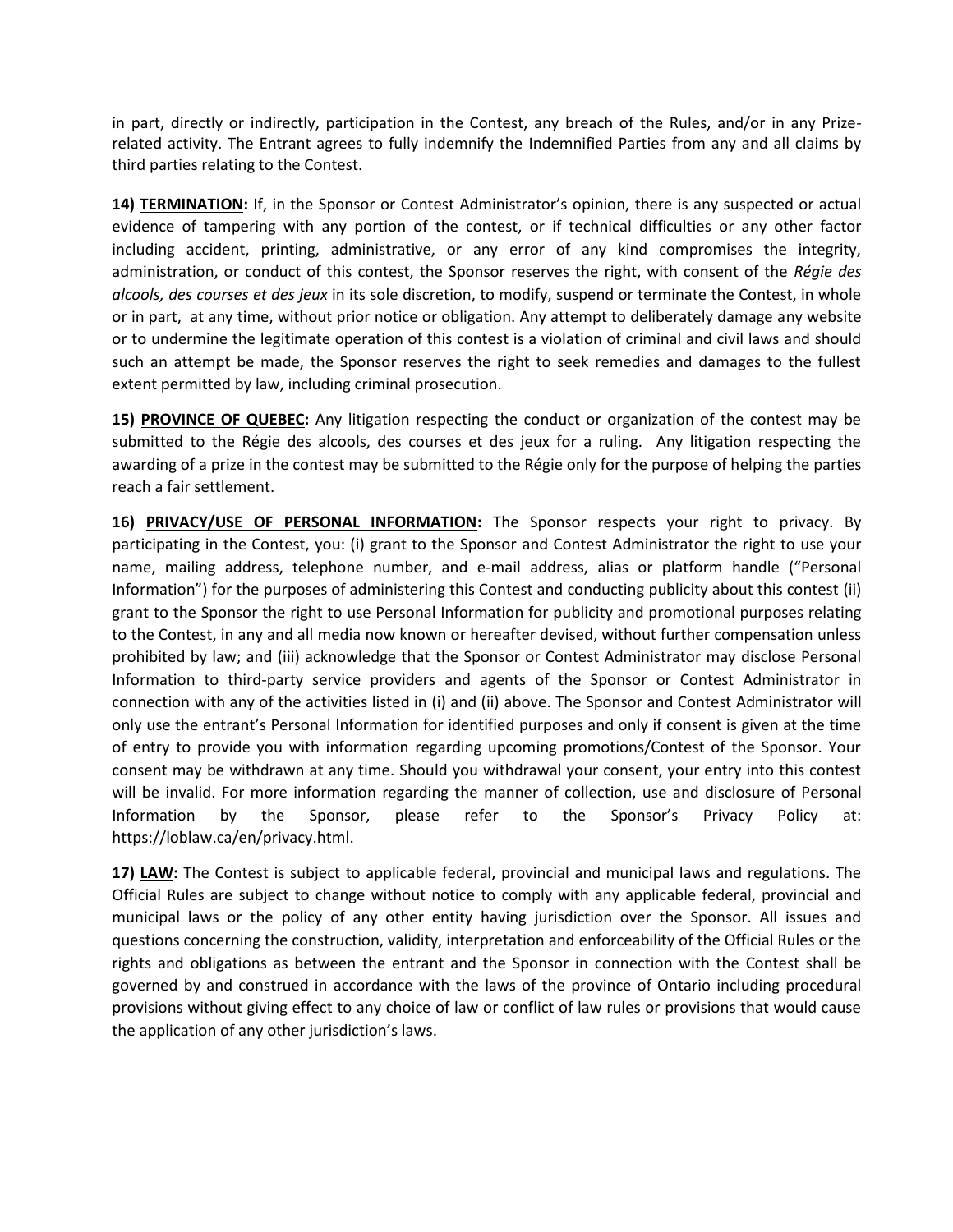in part, directly or indirectly, participation in the Contest, any breach of the Rules, and/or in any Prize-related activity. The Entrant agrees to fully indemnify the Indemnified Parties from any and all claims by third parties relating to the Contest.

**14) <u>TERMINATION</u>:** If, in the Sponsor or Contest Administrator's opinion, there is any suspected or actual evidence of tampering with any portion of the contest, or if technical difficulties or any other factor including accident, printing, administrative, or any error of any kind compromises the integrity, administration, or conduct of this contest, the Sponsor reserves the right, with consent of the *Régie des alcools, des courses et des jeux* in its sole discretion, to modify, suspend or terminate the Contest, in whole or in part, at any time, without prior notice or obligation. Any attempt to deliberately damage any website or to undermine the legitimate operation of this contest is a violation of criminal and civil laws and should such an attempt be made, the Sponsor reserves the right to seek remedies and damages to the fullest extent permitted by law, including criminal prosecution.

**15) <u>PROVINCE OF QUEBEC</u>:** Any litigation respecting the conduct or organization of the contest may be submitted to the Régie des alcools, des courses et des jeux for a ruling. Any litigation respecting the awarding of a prize in the contest may be submitted to the Régie only for the purpose of helping the parties reach a fair settlement.

**16) <u>PRIVACY/USE OF PERSONAL INFORMATION</u>:** The Sponsor respects your right to privacy. By participating in the Contest, you: (i) grant to the Sponsor and Contest Administrator the right to use your name, mailing address, telephone number, and e-mail address, alias or platform handle ("Personal Information") for the purposes of administering this Contest and conducting publicity about this contest (ii) grant to the Sponsor the right to use Personal Information for publicity and promotional purposes relating to the Contest, in any and all media now known or hereafter devised, without further compensation unless prohibited by law; and (iii) acknowledge that the Sponsor or Contest Administrator may disclose Personal Information to third-party service providers and agents of the Sponsor or Contest Administrator in connection with any of the activities listed in (i) and (ii) above. The Sponsor and Contest Administrator will only use the entrant's Personal Information for identified purposes and only if consent is given at the time of entry to provide you with information regarding upcoming promotions/Contest of the Sponsor. Your consent may be withdrawn at any time. Should you withdrawal your consent, your entry into this contest will be invalid. For more information regarding the manner of collection, use and disclosure of Personal Information by the Sponsor, please refer to the Sponsor's Privacy Policy at: https://loblaw.ca/en/privacy.html.

**17) <u>LAW</u>:** The Contest is subject to applicable federal, provincial and municipal laws and regulations. The Official Rules are subject to change without notice to comply with any applicable federal, provincial and municipal laws or the policy of any other entity having jurisdiction over the Sponsor. All issues and questions concerning the construction, validity, interpretation and enforceability of the Official Rules or the rights and obligations as between the entrant and the Sponsor in connection with the Contest shall be governed by and construed in accordance with the laws of the province of Ontario including procedural provisions without giving effect to any choice of law or conflict of law rules or provisions that would cause the application of any other jurisdiction's laws.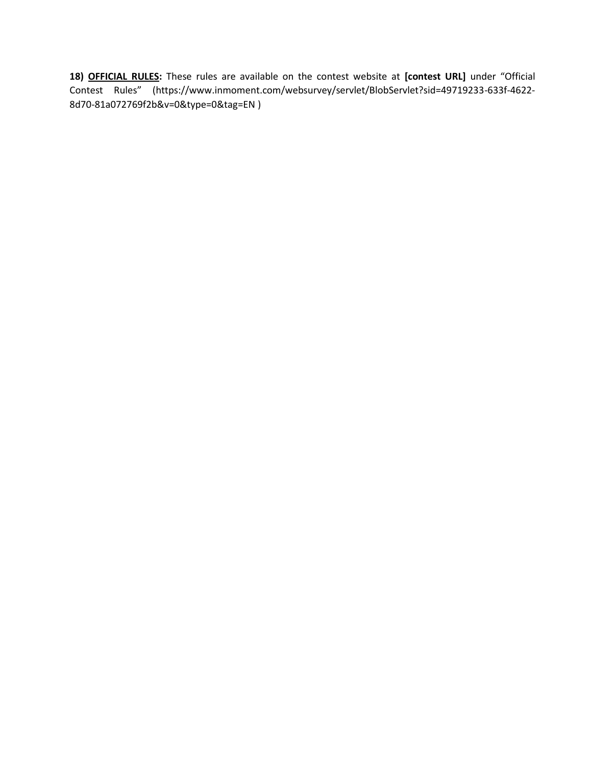**18) <u>OFFICIAL RULES</u>:** These rules are available on the contest website at **[contest URL]** under "Official Contest Rules" (https://www.inmoment.com/websurvey/servlet/BlobServlet?sid=49719233-633f-4622-8d70-81a072769f2b&v=0&type=0&tag=EN )